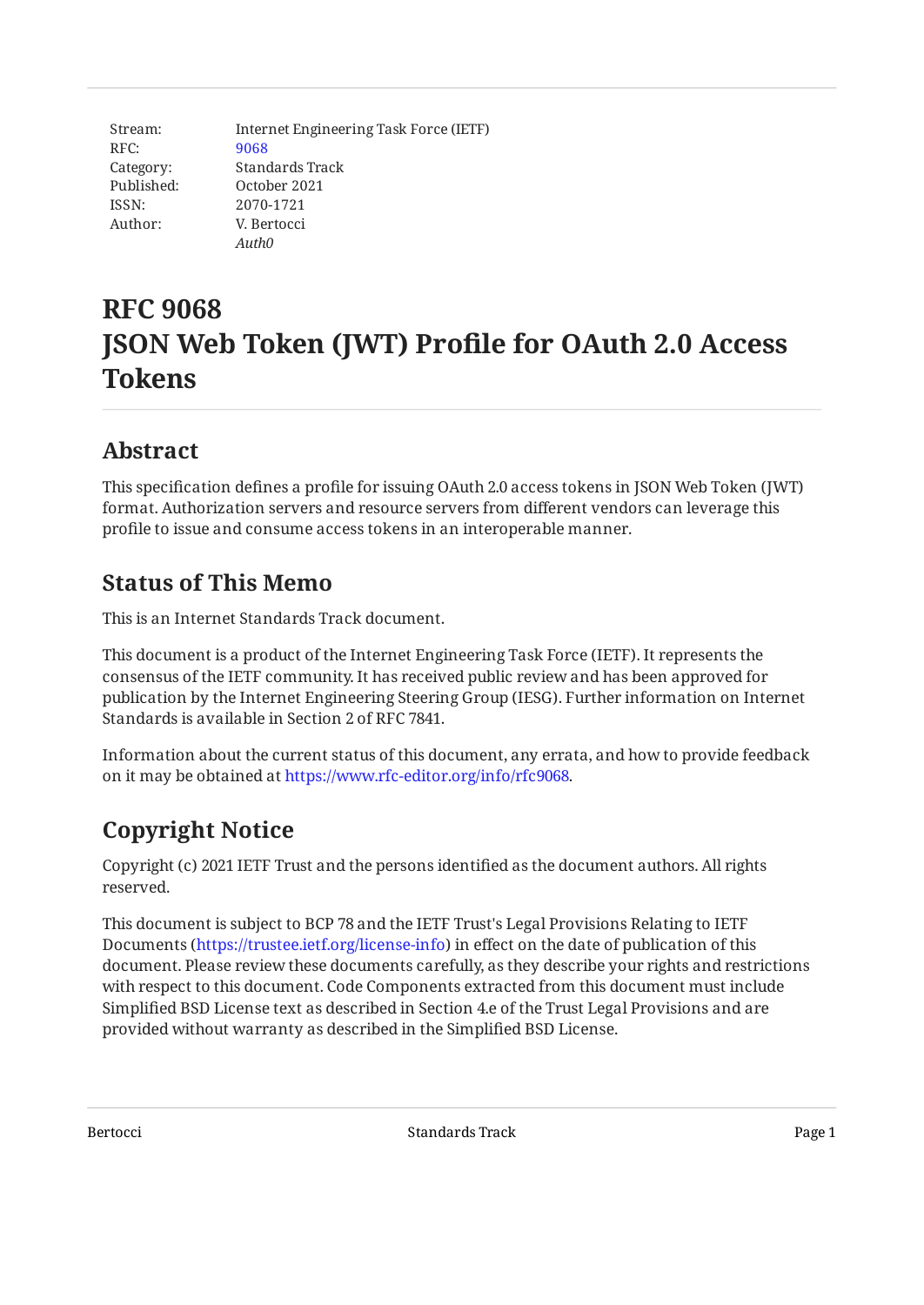| Stream: | Internet Engineering Task Force (IETF) |
| --- | --- |
| RFC: | 9068 |
| Category: | Standards Track |
| Published: | October 2021 |
| ISSN: | 2070-1721 |
| Author: | V. Bertocci |
| | *Auth0* |

# RFC 9068
# JSON Web Token (JWT) Profile for OAuth 2.0 Access Tokens

## Abstract

This specification defines a profile for issuing OAuth 2.0 access tokens in JSON Web Token (JWT) format. Authorization servers and resource servers from different vendors can leverage this profile to issue and consume access tokens in an interoperable manner.

## Status of This Memo

This is an Internet Standards Track document.

This document is a product of the Internet Engineering Task Force (IETF). It represents the consensus of the IETF community. It has received public review and has been approved for publication by the Internet Engineering Steering Group (IESG). Further information on Internet Standards is available in Section 2 of RFC 7841.

Information about the current status of this document, any errata, and how to provide feedback on it may be obtained at https://www.rfc-editor.org/info/rfc9068.

## Copyright Notice

Copyright (c) 2021 IETF Trust and the persons identified as the document authors. All rights reserved.

This document is subject to BCP 78 and the IETF Trust's Legal Provisions Relating to IETF Documents (https://trustee.ietf.org/license-info) in effect on the date of publication of this document. Please review these documents carefully, as they describe your rights and restrictions with respect to this document. Code Components extracted from this document must include Simplified BSD License text as described in Section 4.e of the Trust Legal Provisions and are provided without warranty as described in the Simplified BSD License.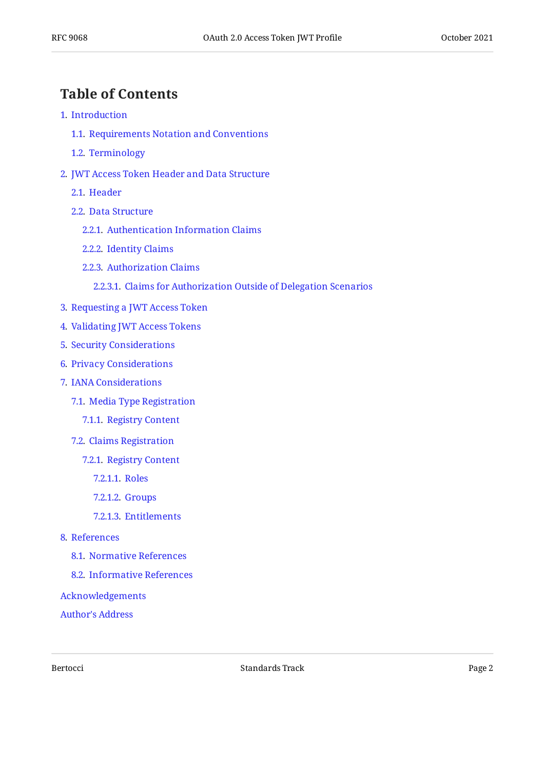## Table of Contents

- 1. Introduction
  - 1.1. Requirements Notation and Conventions
  - 1.2. Terminology
- 2. JWT Access Token Header and Data Structure
  - 2.1. Header
  - 2.2. Data Structure
    - 2.2.1. Authentication Information Claims
    - 2.2.2. Identity Claims
    - 2.2.3. Authorization Claims
      - 2.2.3.1. Claims for Authorization Outside of Delegation Scenarios
- 3. Requesting a JWT Access Token
- 4. Validating JWT Access Tokens
- 5. Security Considerations
- 6. Privacy Considerations
- 7. IANA Considerations
  - 7.1. Media Type Registration
    - 7.1.1. Registry Content
  - 7.2. Claims Registration
    - 7.2.1. Registry Content
      - 7.2.1.1. Roles
      - 7.2.1.2. Groups
      - 7.2.1.3. Entitlements
- 8. References
  - 8.1. Normative References
  - 8.2. Informative References
- Acknowledgements
- Author's Address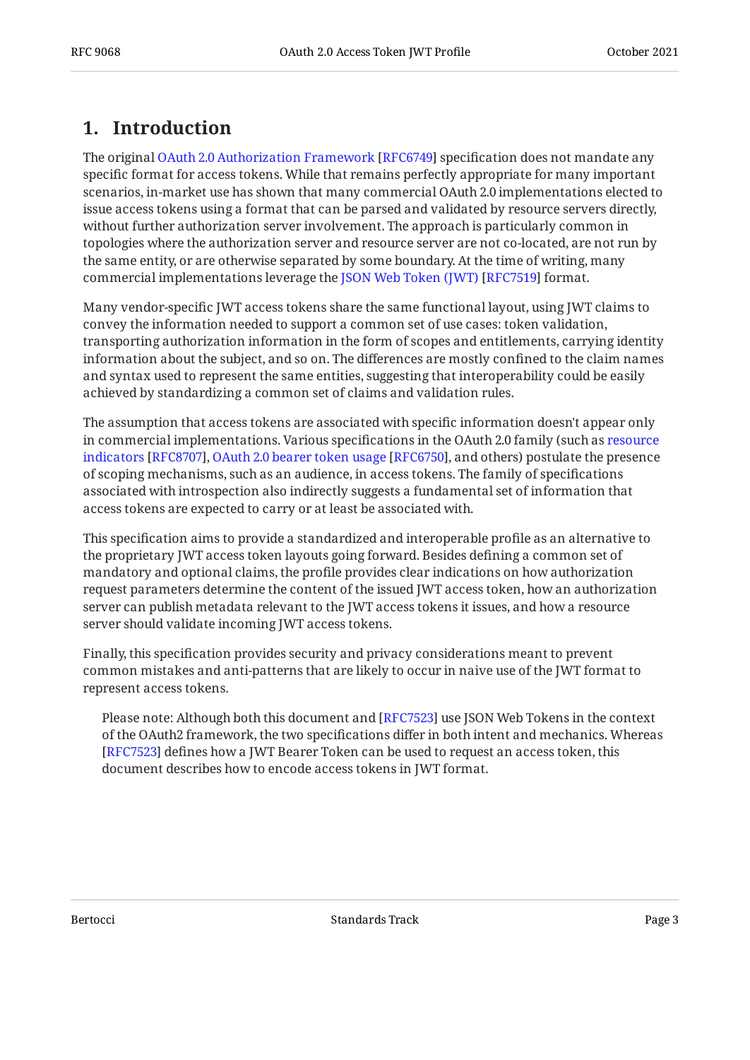## 1. Introduction

The original OAuth 2.0 Authorization Framework [RFC6749] specification does not mandate any specific format for access tokens. While that remains perfectly appropriate for many important scenarios, in-market use has shown that many commercial OAuth 2.0 implementations elected to issue access tokens using a format that can be parsed and validated by resource servers directly, without further authorization server involvement. The approach is particularly common in topologies where the authorization server and resource server are not co-located, are not run by the same entity, or are otherwise separated by some boundary. At the time of writing, many commercial implementations leverage the JSON Web Token (JWT) [RFC7519] format.

Many vendor-specific JWT access tokens share the same functional layout, using JWT claims to convey the information needed to support a common set of use cases: token validation, transporting authorization information in the form of scopes and entitlements, carrying identity information about the subject, and so on. The differences are mostly confined to the claim names and syntax used to represent the same entities, suggesting that interoperability could be easily achieved by standardizing a common set of claims and validation rules.

The assumption that access tokens are associated with specific information doesn't appear only in commercial implementations. Various specifications in the OAuth 2.0 family (such as resource indicators [RFC8707], OAuth 2.0 bearer token usage [RFC6750], and others) postulate the presence of scoping mechanisms, such as an audience, in access tokens. The family of specifications associated with introspection also indirectly suggests a fundamental set of information that access tokens are expected to carry or at least be associated with.

This specification aims to provide a standardized and interoperable profile as an alternative to the proprietary JWT access token layouts going forward. Besides defining a common set of mandatory and optional claims, the profile provides clear indications on how authorization request parameters determine the content of the issued JWT access token, how an authorization server can publish metadata relevant to the JWT access tokens it issues, and how a resource server should validate incoming JWT access tokens.

Finally, this specification provides security and privacy considerations meant to prevent common mistakes and anti-patterns that are likely to occur in naive use of the JWT format to represent access tokens.

> Please note: Although both this document and [RFC7523] use JSON Web Tokens in the context of the OAuth2 framework, the two specifications differ in both intent and mechanics. Whereas [RFC7523] defines how a JWT Bearer Token can be used to request an access token, this document describes how to encode access tokens in JWT format.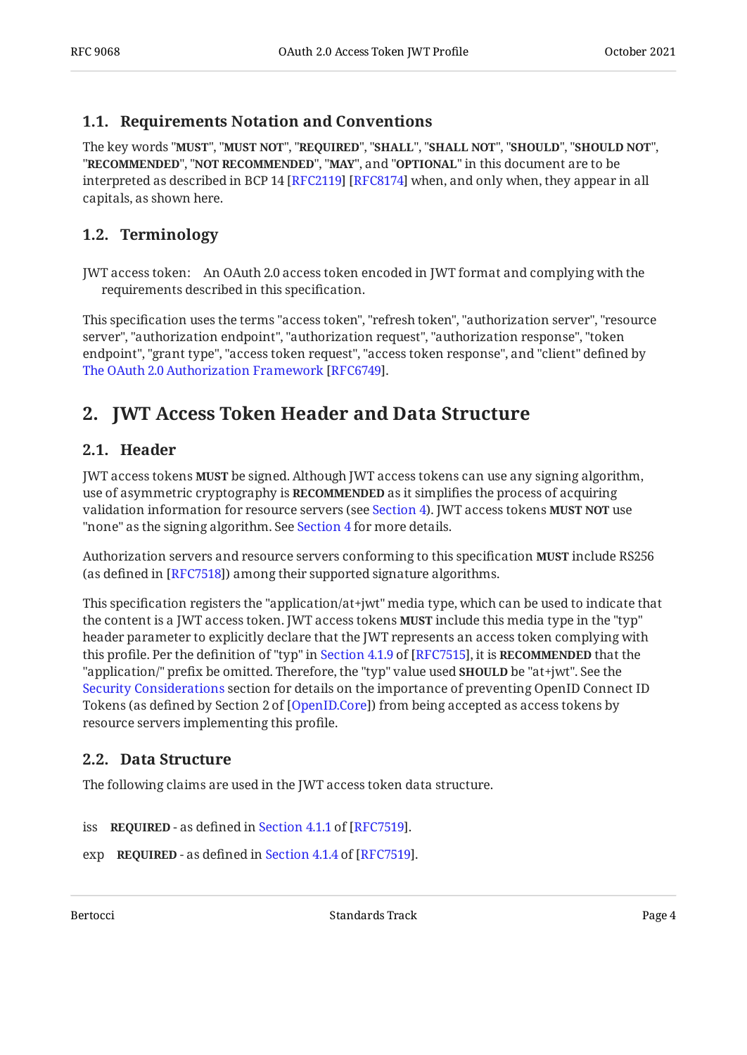### 1.1. Requirements Notation and Conventions

The key words "**MUST**", "**MUST NOT**", "**REQUIRED**", "**SHALL**", "**SHALL NOT**", "**SHOULD**", "**SHOULD NOT**", "**RECOMMENDED**", "**NOT RECOMMENDED**", "**MAY**", and "**OPTIONAL**" in this document are to be interpreted as described in BCP 14 [RFC2119] [RFC8174] when, and only when, they appear in all capitals, as shown here.

### 1.2. Terminology

JWT access token: An OAuth 2.0 access token encoded in JWT format and complying with the requirements described in this specification.

This specification uses the terms "access token", "refresh token", "authorization server", "resource server", "authorization endpoint", "authorization request", "authorization response", "token endpoint", "grant type", "access token request", "access token response", and "client" defined by The OAuth 2.0 Authorization Framework [RFC6749].

## 2. JWT Access Token Header and Data Structure

### 2.1. Header

JWT access tokens **MUST** be signed. Although JWT access tokens can use any signing algorithm, use of asymmetric cryptography is **RECOMMENDED** as it simplifies the process of acquiring validation information for resource servers (see Section 4). JWT access tokens **MUST NOT** use "none" as the signing algorithm. See Section 4 for more details.

Authorization servers and resource servers conforming to this specification **MUST** include RS256 (as defined in [RFC7518]) among their supported signature algorithms.

This specification registers the "application/at+jwt" media type, which can be used to indicate that the content is a JWT access token. JWT access tokens **MUST** include this media type in the "typ" header parameter to explicitly declare that the JWT represents an access token complying with this profile. Per the definition of "typ" in Section 4.1.9 of [RFC7515], it is **RECOMMENDED** that the "application/" prefix be omitted. Therefore, the "typ" value used **SHOULD** be "at+jwt". See the Security Considerations section for details on the importance of preventing OpenID Connect ID Tokens (as defined by Section 2 of [OpenID.Core]) from being accepted as access tokens by resource servers implementing this profile.

### 2.2. Data Structure

The following claims are used in the JWT access token data structure.

iss **REQUIRED** - as defined in Section 4.1.1 of [RFC7519].

exp **REQUIRED** - as defined in Section 4.1.4 of [RFC7519].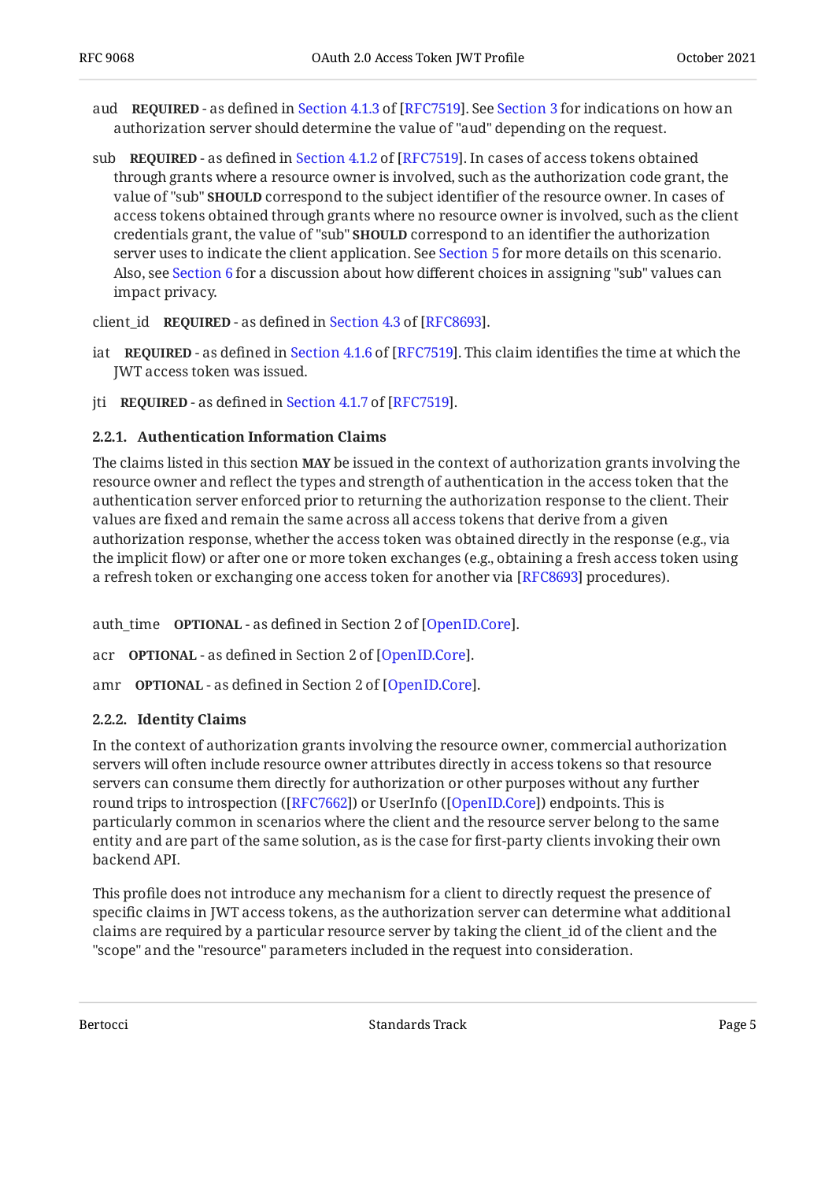aud **REQUIRED** - as defined in Section 4.1.3 of [RFC7519]. See Section 3 for indications on how an authorization server should determine the value of "aud" depending on the request.

sub **REQUIRED** - as defined in Section 4.1.2 of [RFC7519]. In cases of access tokens obtained through grants where a resource owner is involved, such as the authorization code grant, the value of "sub" **SHOULD** correspond to the subject identifier of the resource owner. In cases of access tokens obtained through grants where no resource owner is involved, such as the client credentials grant, the value of "sub" **SHOULD** correspond to an identifier the authorization server uses to indicate the client application. See Section 5 for more details on this scenario. Also, see Section 6 for a discussion about how different choices in assigning "sub" values can impact privacy.

client_id **REQUIRED** - as defined in Section 4.3 of [RFC8693].

iat **REQUIRED** - as defined in Section 4.1.6 of [RFC7519]. This claim identifies the time at which the JWT access token was issued.

jti **REQUIRED** - as defined in Section 4.1.7 of [RFC7519].

#### 2.2.1. Authentication Information Claims

The claims listed in this section **MAY** be issued in the context of authorization grants involving the resource owner and reflect the types and strength of authentication in the access token that the authentication server enforced prior to returning the authorization response to the client. Their values are fixed and remain the same across all access tokens that derive from a given authorization response, whether the access token was obtained directly in the response (e.g., via the implicit flow) or after one or more token exchanges (e.g., obtaining a fresh access token using a refresh token or exchanging one access token for another via [RFC8693] procedures).

auth_time **OPTIONAL** - as defined in Section 2 of [OpenID.Core].

acr **OPTIONAL** - as defined in Section 2 of [OpenID.Core].

amr **OPTIONAL** - as defined in Section 2 of [OpenID.Core].

#### 2.2.2. Identity Claims

In the context of authorization grants involving the resource owner, commercial authorization servers will often include resource owner attributes directly in access tokens so that resource servers can consume them directly for authorization or other purposes without any further round trips to introspection ([RFC7662]) or UserInfo ([OpenID.Core]) endpoints. This is particularly common in scenarios where the client and the resource server belong to the same entity and are part of the same solution, as is the case for first-party clients invoking their own backend API.

This profile does not introduce any mechanism for a client to directly request the presence of specific claims in JWT access tokens, as the authorization server can determine what additional claims are required by a particular resource server by taking the client_id of the client and the "scope" and the "resource" parameters included in the request into consideration.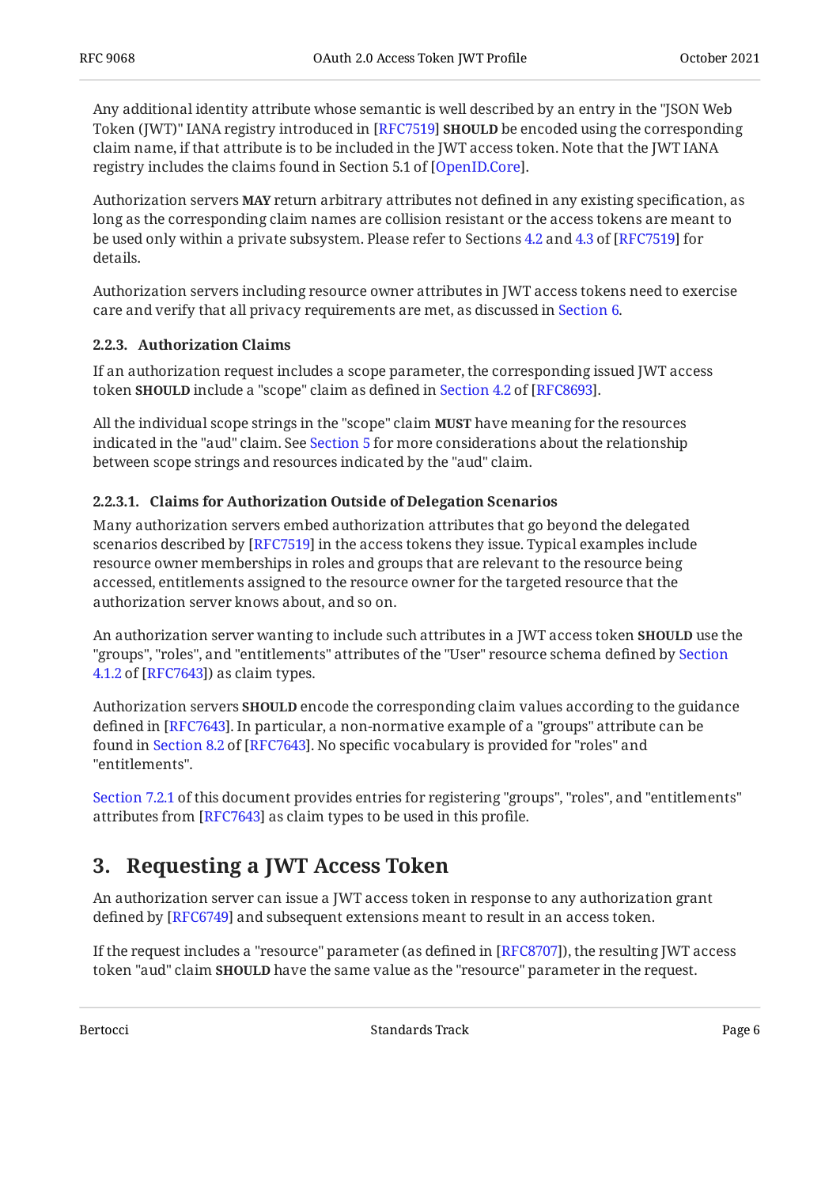Any additional identity attribute whose semantic is well described by an entry in the "JSON Web Token (JWT)" IANA registry introduced in [RFC7519] **SHOULD** be encoded using the corresponding claim name, if that attribute is to be included in the JWT access token. Note that the JWT IANA registry includes the claims found in Section 5.1 of [OpenID.Core].

Authorization servers **MAY** return arbitrary attributes not defined in any existing specification, as long as the corresponding claim names are collision resistant or the access tokens are meant to be used only within a private subsystem. Please refer to Sections 4.2 and 4.3 of [RFC7519] for details.

Authorization servers including resource owner attributes in JWT access tokens need to exercise care and verify that all privacy requirements are met, as discussed in Section 6.

### 2.2.3. Authorization Claims

If an authorization request includes a scope parameter, the corresponding issued JWT access token **SHOULD** include a "scope" claim as defined in Section 4.2 of [RFC8693].

All the individual scope strings in the "scope" claim **MUST** have meaning for the resources indicated in the "aud" claim. See Section 5 for more considerations about the relationship between scope strings and resources indicated by the "aud" claim.

#### 2.2.3.1. Claims for Authorization Outside of Delegation Scenarios

Many authorization servers embed authorization attributes that go beyond the delegated scenarios described by [RFC7519] in the access tokens they issue. Typical examples include resource owner memberships in roles and groups that are relevant to the resource being accessed, entitlements assigned to the resource owner for the targeted resource that the authorization server knows about, and so on.

An authorization server wanting to include such attributes in a JWT access token **SHOULD** use the "groups", "roles", and "entitlements" attributes of the "User" resource schema defined by Section 4.1.2 of [RFC7643]) as claim types.

Authorization servers **SHOULD** encode the corresponding claim values according to the guidance defined in [RFC7643]. In particular, a non-normative example of a "groups" attribute can be found in Section 8.2 of [RFC7643]. No specific vocabulary is provided for "roles" and "entitlements".

Section 7.2.1 of this document provides entries for registering "groups", "roles", and "entitlements" attributes from [RFC7643] as claim types to be used in this profile.

## 3. Requesting a JWT Access Token

An authorization server can issue a JWT access token in response to any authorization grant defined by [RFC6749] and subsequent extensions meant to result in an access token.

If the request includes a "resource" parameter (as defined in [RFC8707]), the resulting JWT access token "aud" claim **SHOULD** have the same value as the "resource" parameter in the request.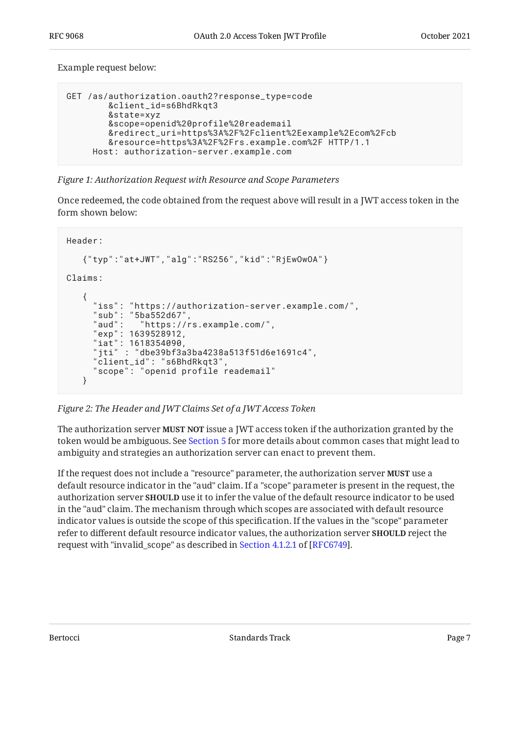Example request below:

```
GET /as/authorization.oauth2?response_type=code
        &client_id=s6BhdRkqt3
        &state=xyz
        &scope=openid%20profile%20reademail
        &redirect_uri=https%3A%2F%2Fclient%2Eexample%2Ecom%2Fcb
        &resource=https%3A%2F%2Frs.example.com%2F HTTP/1.1
     Host: authorization-server.example.com
```

*Figure 1: Authorization Request with Resource and Scope Parameters*

Once redeemed, the code obtained from the request above will result in a JWT access token in the form shown below:

```
Header:

   {"typ":"at+JWT","alg":"RS256","kid":"RjEwOwOA"}

Claims:

   {
     "iss": "https://authorization-server.example.com/",
     "sub": "5ba552d67",
     "aud":   "https://rs.example.com/",
     "exp": 1639528912,
     "iat": 1618354090,
     "jti" : "dbe39bf3a3ba4238a513f51d6e1691c4",
     "client_id": "s6BhdRkqt3",
     "scope": "openid profile reademail"
   }
```

*Figure 2: The Header and JWT Claims Set of a JWT Access Token*

The authorization server **MUST NOT** issue a JWT access token if the authorization granted by the token would be ambiguous. See Section 5 for more details about common cases that might lead to ambiguity and strategies an authorization server can enact to prevent them.

If the request does not include a "resource" parameter, the authorization server **MUST** use a default resource indicator in the "aud" claim. If a "scope" parameter is present in the request, the authorization server **SHOULD** use it to infer the value of the default resource indicator to be used in the "aud" claim. The mechanism through which scopes are associated with default resource indicator values is outside the scope of this specification. If the values in the "scope" parameter refer to different default resource indicator values, the authorization server **SHOULD** reject the request with "invalid_scope" as described in Section 4.1.2.1 of [RFC6749].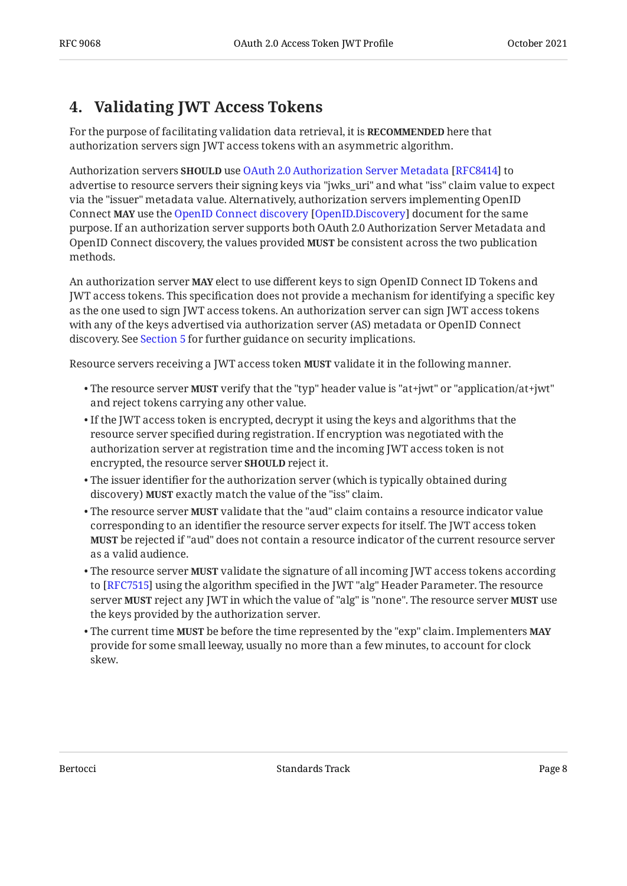## 4. Validating JWT Access Tokens

For the purpose of facilitating validation data retrieval, it is **RECOMMENDED** here that authorization servers sign JWT access tokens with an asymmetric algorithm.

Authorization servers **SHOULD** use OAuth 2.0 Authorization Server Metadata [RFC8414] to advertise to resource servers their signing keys via "jwks_uri" and what "iss" claim value to expect via the "issuer" metadata value. Alternatively, authorization servers implementing OpenID Connect **MAY** use the OpenID Connect discovery [OpenID.Discovery] document for the same purpose. If an authorization server supports both OAuth 2.0 Authorization Server Metadata and OpenID Connect discovery, the values provided **MUST** be consistent across the two publication methods.

An authorization server **MAY** elect to use different keys to sign OpenID Connect ID Tokens and JWT access tokens. This specification does not provide a mechanism for identifying a specific key as the one used to sign JWT access tokens. An authorization server can sign JWT access tokens with any of the keys advertised via authorization server (AS) metadata or OpenID Connect discovery. See Section 5 for further guidance on security implications.

Resource servers receiving a JWT access token **MUST** validate it in the following manner.

- The resource server **MUST** verify that the "typ" header value is "at+jwt" or "application/at+jwt" and reject tokens carrying any other value.
- If the JWT access token is encrypted, decrypt it using the keys and algorithms that the resource server specified during registration. If encryption was negotiated with the authorization server at registration time and the incoming JWT access token is not encrypted, the resource server **SHOULD** reject it.
- The issuer identifier for the authorization server (which is typically obtained during discovery) **MUST** exactly match the value of the "iss" claim.
- The resource server **MUST** validate that the "aud" claim contains a resource indicator value corresponding to an identifier the resource server expects for itself. The JWT access token **MUST** be rejected if "aud" does not contain a resource indicator of the current resource server as a valid audience.
- The resource server **MUST** validate the signature of all incoming JWT access tokens according to [RFC7515] using the algorithm specified in the JWT "alg" Header Parameter. The resource server **MUST** reject any JWT in which the value of "alg" is "none". The resource server **MUST** use the keys provided by the authorization server.
- The current time **MUST** be before the time represented by the "exp" claim. Implementers **MAY** provide for some small leeway, usually no more than a few minutes, to account for clock skew.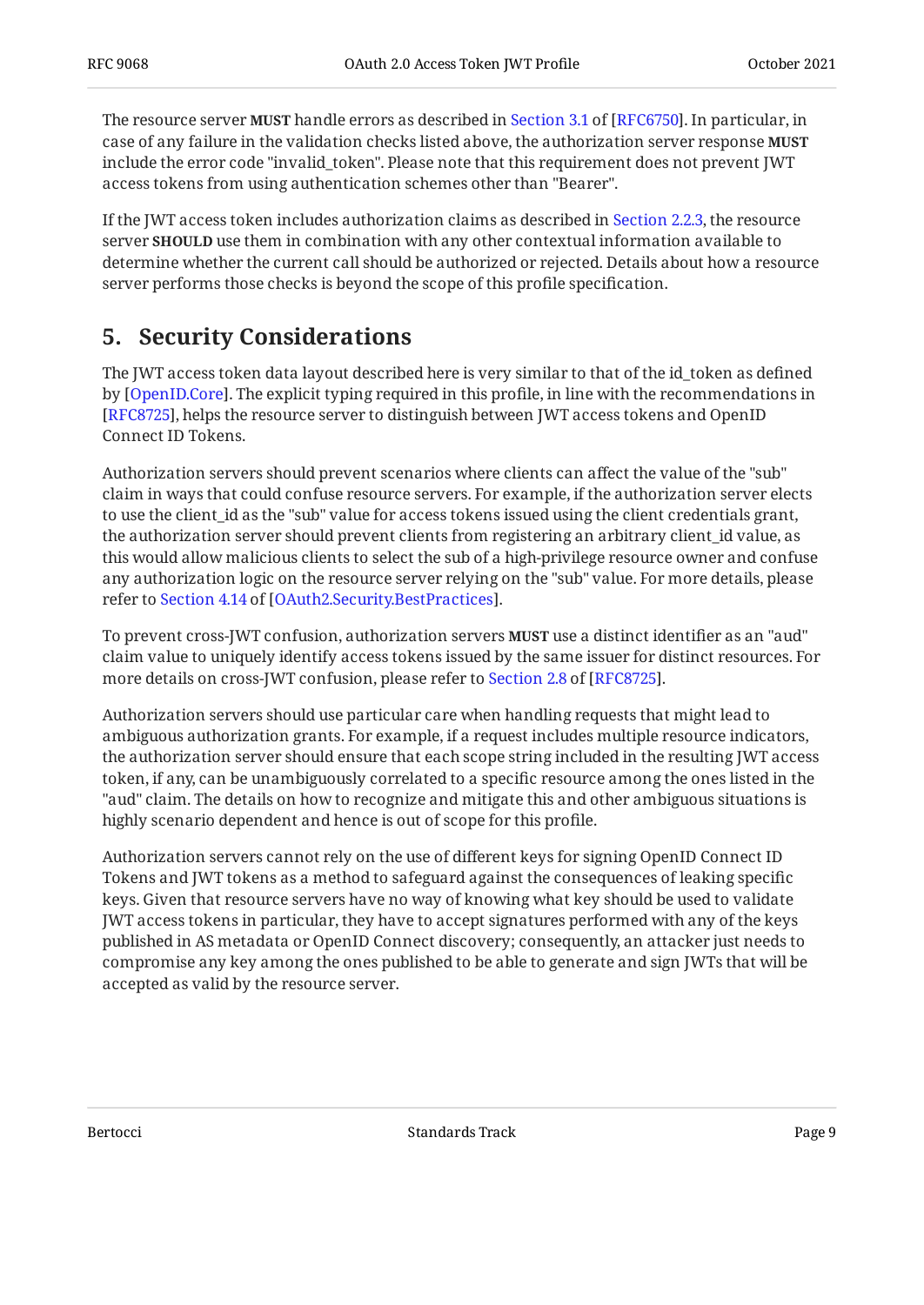The resource server **MUST** handle errors as described in Section 3.1 of [RFC6750]. In particular, in case of any failure in the validation checks listed above, the authorization server response **MUST** include the error code "invalid_token". Please note that this requirement does not prevent JWT access tokens from using authentication schemes other than "Bearer".

If the JWT access token includes authorization claims as described in Section 2.2.3, the resource server **SHOULD** use them in combination with any other contextual information available to determine whether the current call should be authorized or rejected. Details about how a resource server performs those checks is beyond the scope of this profile specification.

## 5. Security Considerations

The JWT access token data layout described here is very similar to that of the id_token as defined by [OpenID.Core]. The explicit typing required in this profile, in line with the recommendations in [RFC8725], helps the resource server to distinguish between JWT access tokens and OpenID Connect ID Tokens.

Authorization servers should prevent scenarios where clients can affect the value of the "sub" claim in ways that could confuse resource servers. For example, if the authorization server elects to use the client_id as the "sub" value for access tokens issued using the client credentials grant, the authorization server should prevent clients from registering an arbitrary client_id value, as this would allow malicious clients to select the sub of a high-privilege resource owner and confuse any authorization logic on the resource server relying on the "sub" value. For more details, please refer to Section 4.14 of [OAuth2.Security.BestPractices].

To prevent cross-JWT confusion, authorization servers **MUST** use a distinct identifier as an "aud" claim value to uniquely identify access tokens issued by the same issuer for distinct resources. For more details on cross-JWT confusion, please refer to Section 2.8 of [RFC8725].

Authorization servers should use particular care when handling requests that might lead to ambiguous authorization grants. For example, if a request includes multiple resource indicators, the authorization server should ensure that each scope string included in the resulting JWT access token, if any, can be unambiguously correlated to a specific resource among the ones listed in the "aud" claim. The details on how to recognize and mitigate this and other ambiguous situations is highly scenario dependent and hence is out of scope for this profile.

Authorization servers cannot rely on the use of different keys for signing OpenID Connect ID Tokens and JWT tokens as a method to safeguard against the consequences of leaking specific keys. Given that resource servers have no way of knowing what key should be used to validate JWT access tokens in particular, they have to accept signatures performed with any of the keys published in AS metadata or OpenID Connect discovery; consequently, an attacker just needs to compromise any key among the ones published to be able to generate and sign JWTs that will be accepted as valid by the resource server.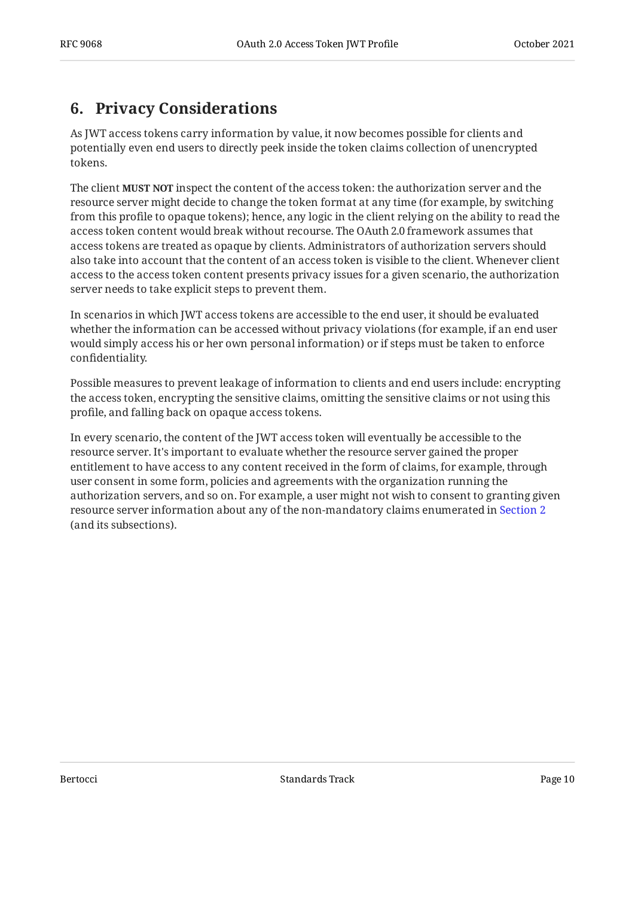## 6. Privacy Considerations

As JWT access tokens carry information by value, it now becomes possible for clients and potentially even end users to directly peek inside the token claims collection of unencrypted tokens.

The client **MUST NOT** inspect the content of the access token: the authorization server and the resource server might decide to change the token format at any time (for example, by switching from this profile to opaque tokens); hence, any logic in the client relying on the ability to read the access token content would break without recourse. The OAuth 2.0 framework assumes that access tokens are treated as opaque by clients. Administrators of authorization servers should also take into account that the content of an access token is visible to the client. Whenever client access to the access token content presents privacy issues for a given scenario, the authorization server needs to take explicit steps to prevent them.

In scenarios in which JWT access tokens are accessible to the end user, it should be evaluated whether the information can be accessed without privacy violations (for example, if an end user would simply access his or her own personal information) or if steps must be taken to enforce confidentiality.

Possible measures to prevent leakage of information to clients and end users include: encrypting the access token, encrypting the sensitive claims, omitting the sensitive claims or not using this profile, and falling back on opaque access tokens.

In every scenario, the content of the JWT access token will eventually be accessible to the resource server. It's important to evaluate whether the resource server gained the proper entitlement to have access to any content received in the form of claims, for example, through user consent in some form, policies and agreements with the organization running the authorization servers, and so on. For example, a user might not wish to consent to granting given resource server information about any of the non-mandatory claims enumerated in Section 2 (and its subsections).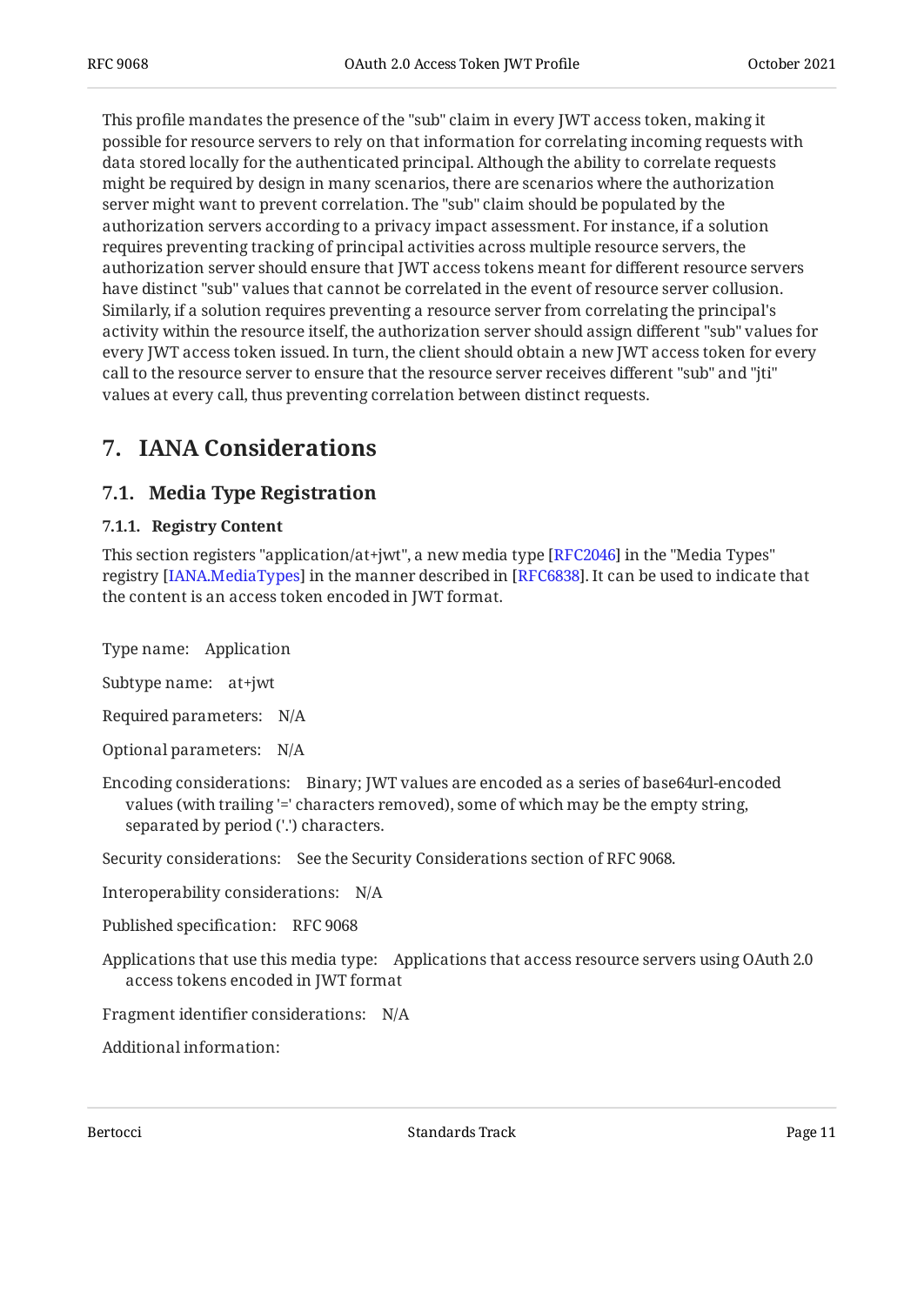This profile mandates the presence of the "sub" claim in every JWT access token, making it possible for resource servers to rely on that information for correlating incoming requests with data stored locally for the authenticated principal. Although the ability to correlate requests might be required by design in many scenarios, there are scenarios where the authorization server might want to prevent correlation. The "sub" claim should be populated by the authorization servers according to a privacy impact assessment. For instance, if a solution requires preventing tracking of principal activities across multiple resource servers, the authorization server should ensure that JWT access tokens meant for different resource servers have distinct "sub" values that cannot be correlated in the event of resource server collusion. Similarly, if a solution requires preventing a resource server from correlating the principal's activity within the resource itself, the authorization server should assign different "sub" values for every JWT access token issued. In turn, the client should obtain a new JWT access token for every call to the resource server to ensure that the resource server receives different "sub" and "jti" values at every call, thus preventing correlation between distinct requests.

# 7. IANA Considerations

## 7.1. Media Type Registration

### 7.1.1. Registry Content

This section registers "application/at+jwt", a new media type [RFC2046] in the "Media Types" registry [IANA.MediaTypes] in the manner described in [RFC6838]. It can be used to indicate that the content is an access token encoded in JWT format.

Type name: Application

Subtype name: at+jwt

Required parameters: N/A

Optional parameters: N/A

Encoding considerations: Binary; JWT values are encoded as a series of base64url-encoded values (with trailing '=' characters removed), some of which may be the empty string, separated by period ('.') characters.

Security considerations: See the Security Considerations section of RFC 9068.

Interoperability considerations: N/A

Published specification: RFC 9068

Applications that use this media type: Applications that access resource servers using OAuth 2.0 access tokens encoded in JWT format

Fragment identifier considerations: N/A

Additional information: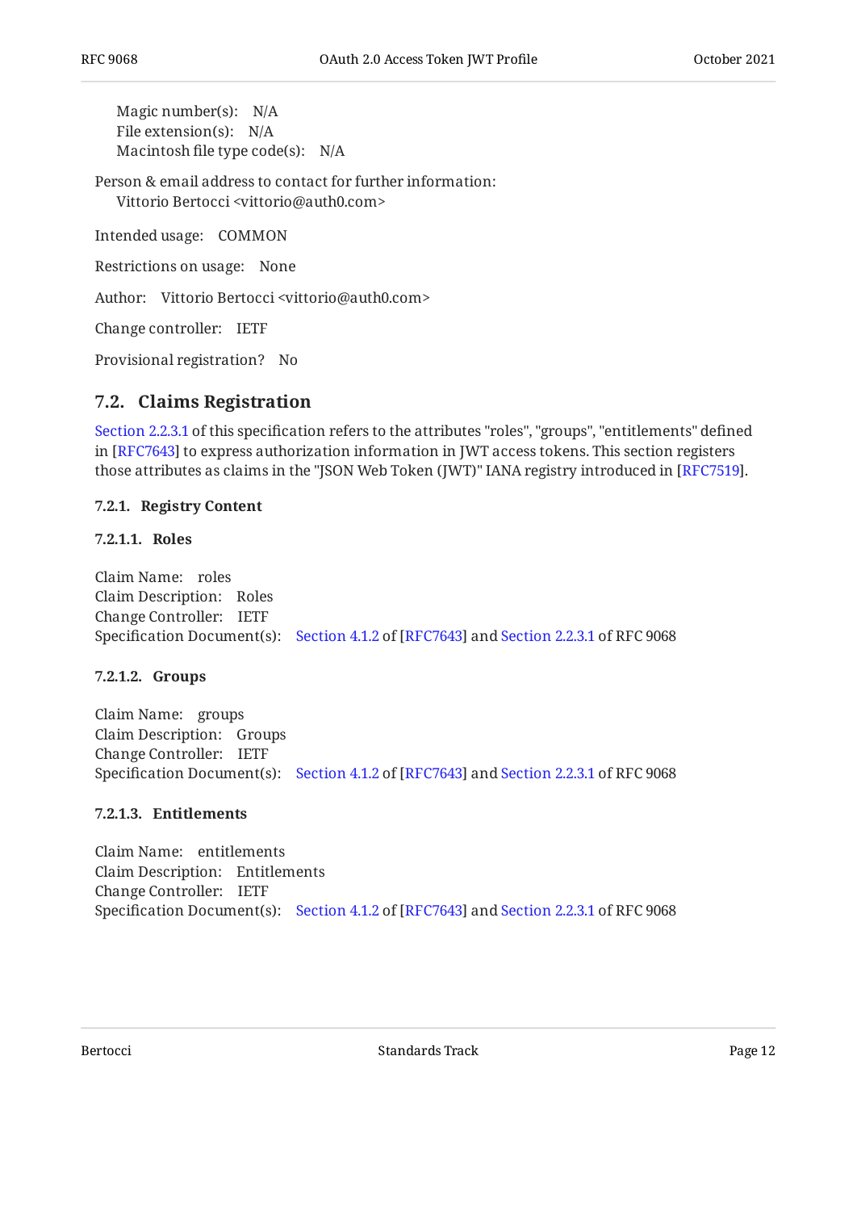Magic number(s): N/A
File extension(s): N/A
Macintosh file type code(s): N/A

Person & email address to contact for further information:
Vittorio Bertocci <vittorio@auth0.com>

Intended usage: COMMON

Restrictions on usage: None

Author: Vittorio Bertocci <vittorio@auth0.com>

Change controller: IETF

Provisional registration? No

## 7.2. Claims Registration

Section 2.2.3.1 of this specification refers to the attributes "roles", "groups", "entitlements" defined in [RFC7643] to express authorization information in JWT access tokens. This section registers those attributes as claims in the "JSON Web Token (JWT)" IANA registry introduced in [RFC7519].

### 7.2.1. Registry Content

#### 7.2.1.1. Roles

Claim Name: roles
Claim Description: Roles
Change Controller: IETF
Specification Document(s): Section 4.1.2 of [RFC7643] and Section 2.2.3.1 of RFC 9068

#### 7.2.1.2. Groups

Claim Name: groups
Claim Description: Groups
Change Controller: IETF
Specification Document(s): Section 4.1.2 of [RFC7643] and Section 2.2.3.1 of RFC 9068

#### 7.2.1.3. Entitlements

Claim Name: entitlements
Claim Description: Entitlements
Change Controller: IETF
Specification Document(s): Section 4.1.2 of [RFC7643] and Section 2.2.3.1 of RFC 9068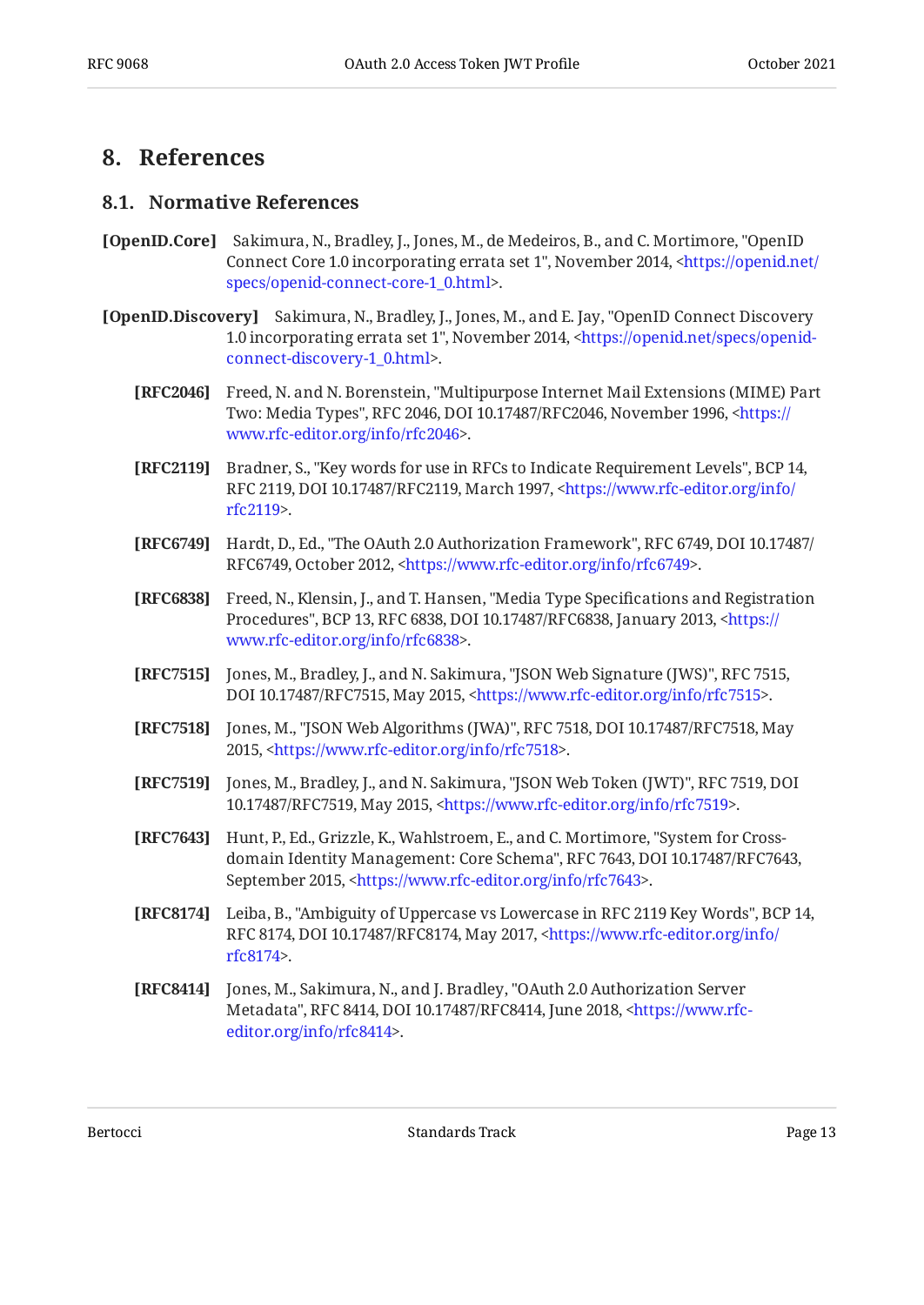# 8. References

## 8.1. Normative References

**[OpenID.Core]** Sakimura, N., Bradley, J., Jones, M., de Medeiros, B., and C. Mortimore, "OpenID Connect Core 1.0 incorporating errata set 1", November 2014, <https://openid.net/specs/openid-connect-core-1_0.html>.

**[OpenID.Discovery]** Sakimura, N., Bradley, J., Jones, M., and E. Jay, "OpenID Connect Discovery 1.0 incorporating errata set 1", November 2014, <https://openid.net/specs/openid-connect-discovery-1_0.html>.

**[RFC2046]** Freed, N. and N. Borenstein, "Multipurpose Internet Mail Extensions (MIME) Part Two: Media Types", RFC 2046, DOI 10.17487/RFC2046, November 1996, <https://www.rfc-editor.org/info/rfc2046>.

**[RFC2119]** Bradner, S., "Key words for use in RFCs to Indicate Requirement Levels", BCP 14, RFC 2119, DOI 10.17487/RFC2119, March 1997, <https://www.rfc-editor.org/info/rfc2119>.

**[RFC6749]** Hardt, D., Ed., "The OAuth 2.0 Authorization Framework", RFC 6749, DOI 10.17487/RFC6749, October 2012, <https://www.rfc-editor.org/info/rfc6749>.

**[RFC6838]** Freed, N., Klensin, J., and T. Hansen, "Media Type Specifications and Registration Procedures", BCP 13, RFC 6838, DOI 10.17487/RFC6838, January 2013, <https://www.rfc-editor.org/info/rfc6838>.

**[RFC7515]** Jones, M., Bradley, J., and N. Sakimura, "JSON Web Signature (JWS)", RFC 7515, DOI 10.17487/RFC7515, May 2015, <https://www.rfc-editor.org/info/rfc7515>.

**[RFC7518]** Jones, M., "JSON Web Algorithms (JWA)", RFC 7518, DOI 10.17487/RFC7518, May 2015, <https://www.rfc-editor.org/info/rfc7518>.

**[RFC7519]** Jones, M., Bradley, J., and N. Sakimura, "JSON Web Token (JWT)", RFC 7519, DOI 10.17487/RFC7519, May 2015, <https://www.rfc-editor.org/info/rfc7519>.

**[RFC7643]** Hunt, P., Ed., Grizzle, K., Wahlstroem, E., and C. Mortimore, "System for Cross-domain Identity Management: Core Schema", RFC 7643, DOI 10.17487/RFC7643, September 2015, <https://www.rfc-editor.org/info/rfc7643>.

**[RFC8174]** Leiba, B., "Ambiguity of Uppercase vs Lowercase in RFC 2119 Key Words", BCP 14, RFC 8174, DOI 10.17487/RFC8174, May 2017, <https://www.rfc-editor.org/info/rfc8174>.

**[RFC8414]** Jones, M., Sakimura, N., and J. Bradley, "OAuth 2.0 Authorization Server Metadata", RFC 8414, DOI 10.17487/RFC8414, June 2018, <https://www.rfc-editor.org/info/rfc8414>.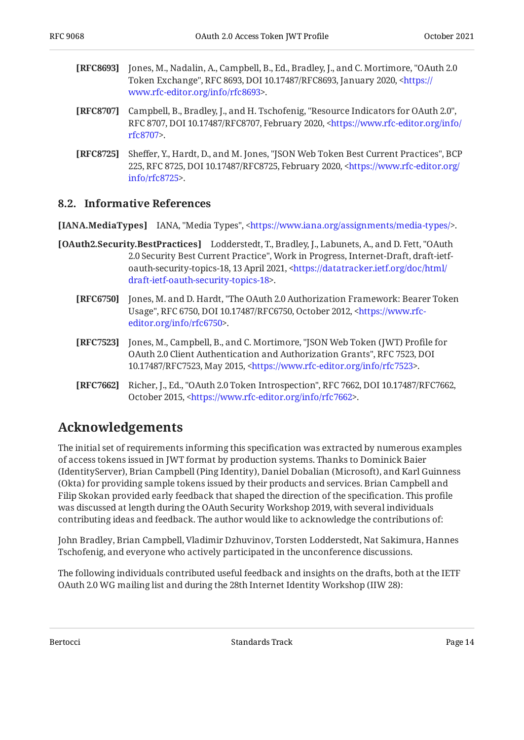**[RFC8693]** Jones, M., Nadalin, A., Campbell, B., Ed., Bradley, J., and C. Mortimore, "OAuth 2.0 Token Exchange", RFC 8693, DOI 10.17487/RFC8693, January 2020, <https://www.rfc-editor.org/info/rfc8693>.

**[RFC8707]** Campbell, B., Bradley, J., and H. Tschofenig, "Resource Indicators for OAuth 2.0", RFC 8707, DOI 10.17487/RFC8707, February 2020, <https://www.rfc-editor.org/info/rfc8707>.

**[RFC8725]** Sheffer, Y., Hardt, D., and M. Jones, "JSON Web Token Best Current Practices", BCP 225, RFC 8725, DOI 10.17487/RFC8725, February 2020, <https://www.rfc-editor.org/info/rfc8725>.

### 8.2. Informative References

**[IANA.MediaTypes]** IANA, "Media Types", <https://www.iana.org/assignments/media-types/>.

**[OAuth2.Security.BestPractices]** Lodderstedt, T., Bradley, J., Labunets, A., and D. Fett, "OAuth 2.0 Security Best Current Practice", Work in Progress, Internet-Draft, draft-ietf-oauth-security-topics-18, 13 April 2021, <https://datatracker.ietf.org/doc/html/draft-ietf-oauth-security-topics-18>.

**[RFC6750]** Jones, M. and D. Hardt, "The OAuth 2.0 Authorization Framework: Bearer Token Usage", RFC 6750, DOI 10.17487/RFC6750, October 2012, <https://www.rfc-editor.org/info/rfc6750>.

**[RFC7523]** Jones, M., Campbell, B., and C. Mortimore, "JSON Web Token (JWT) Profile for OAuth 2.0 Client Authentication and Authorization Grants", RFC 7523, DOI 10.17487/RFC7523, May 2015, <https://www.rfc-editor.org/info/rfc7523>.

**[RFC7662]** Richer, J., Ed., "OAuth 2.0 Token Introspection", RFC 7662, DOI 10.17487/RFC7662, October 2015, <https://www.rfc-editor.org/info/rfc7662>.

## Acknowledgements

The initial set of requirements informing this specification was extracted by numerous examples of access tokens issued in JWT format by production systems. Thanks to Dominick Baier (IdentityServer), Brian Campbell (Ping Identity), Daniel Dobalian (Microsoft), and Karl Guinness (Okta) for providing sample tokens issued by their products and services. Brian Campbell and Filip Skokan provided early feedback that shaped the direction of the specification. This profile was discussed at length during the OAuth Security Workshop 2019, with several individuals contributing ideas and feedback. The author would like to acknowledge the contributions of:

John Bradley, Brian Campbell, Vladimir Dzhuvinov, Torsten Lodderstedt, Nat Sakimura, Hannes Tschofenig, and everyone who actively participated in the unconference discussions.

The following individuals contributed useful feedback and insights on the drafts, both at the IETF OAuth 2.0 WG mailing list and during the 28th Internet Identity Workshop (IIW 28):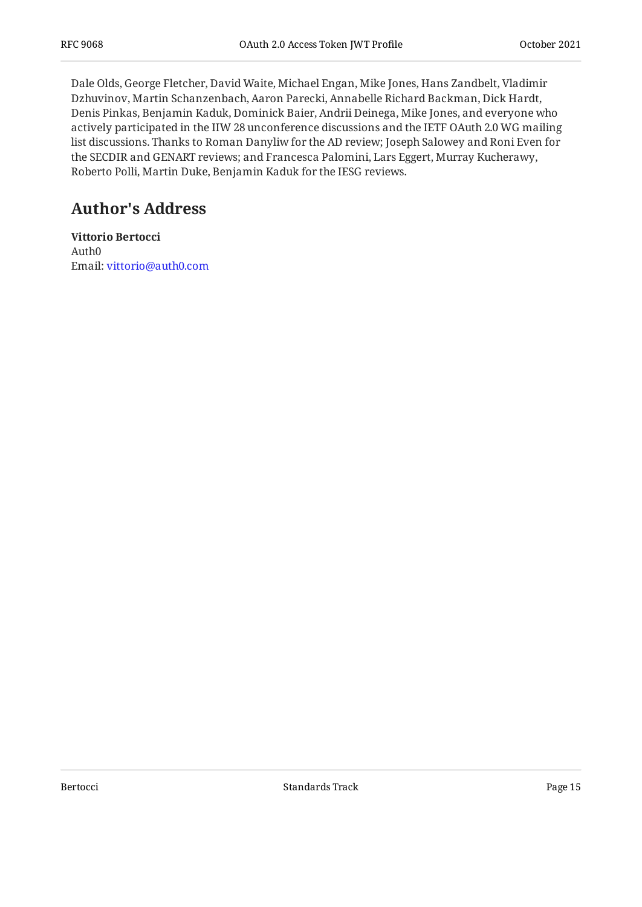Dale Olds, George Fletcher, David Waite, Michael Engan, Mike Jones, Hans Zandbelt, Vladimir Dzhuvinov, Martin Schanzenbach, Aaron Parecki, Annabelle Richard Backman, Dick Hardt, Denis Pinkas, Benjamin Kaduk, Dominick Baier, Andrii Deinega, Mike Jones, and everyone who actively participated in the IIW 28 unconference discussions and the IETF OAuth 2.0 WG mailing list discussions. Thanks to Roman Danyliw for the AD review; Joseph Salowey and Roni Even for the SECDIR and GENART reviews; and Francesca Palomini, Lars Eggert, Murray Kucherawy, Roberto Polli, Martin Duke, Benjamin Kaduk for the IESG reviews.

## Author's Address

**Vittorio Bertocci**
Auth0
Email: vittorio@auth0.com